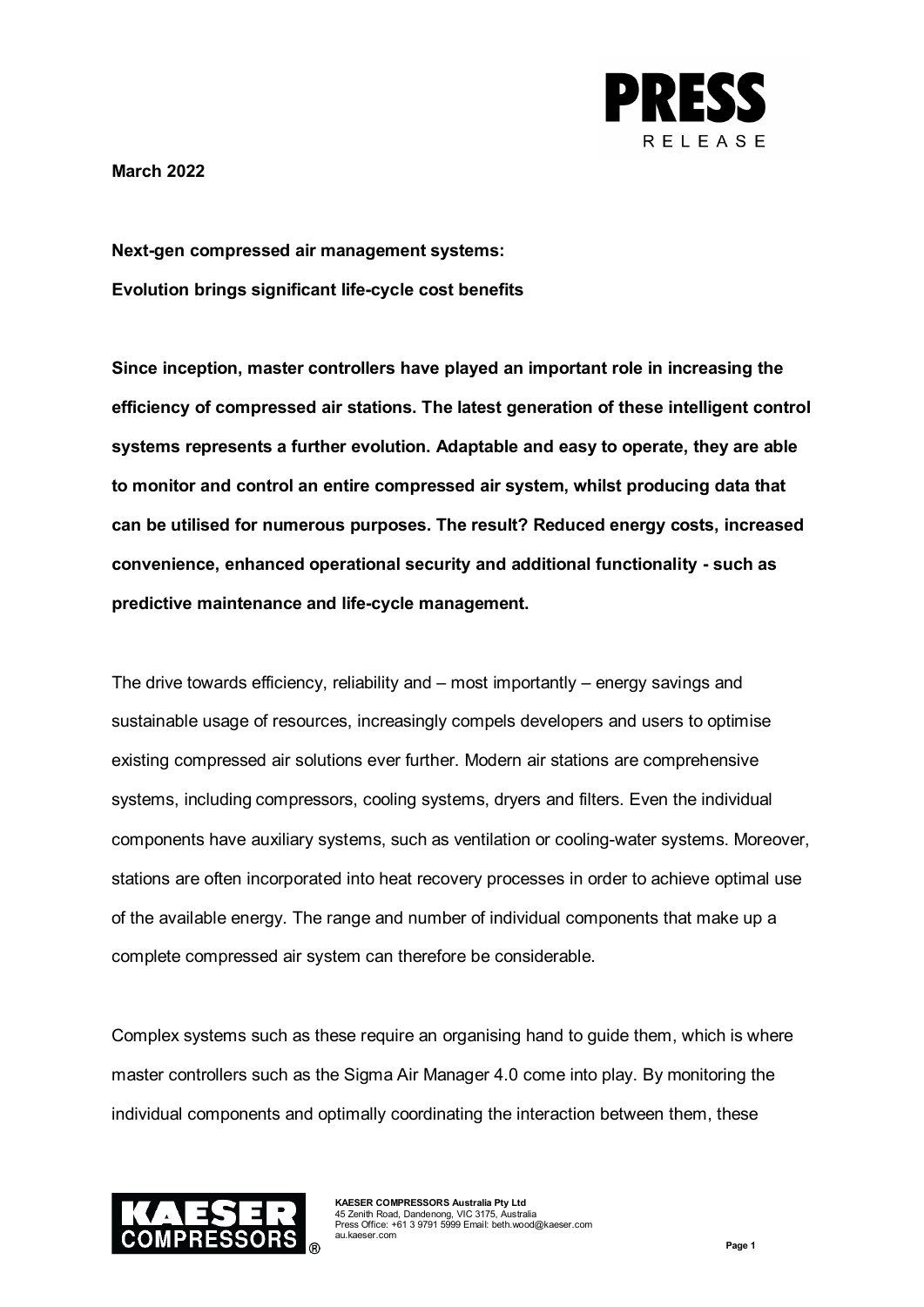**March 2022**

**Next-gen compressed air management systems:**

**Evolution brings significant life-cycle cost benefits**

**Since inception, master controllers have played an important role in increasing the efficiency of compressed air stations. The latest generation of these intelligent control systems represents a further evolution. Adaptable and easy to operate, they are able to monitor and control an entire compressed air system, whilst producing data that can be utilised for numerous purposes. The result? Reduced energy costs, increased convenience, enhanced operational security and additional functionality - such as predictive maintenance and life-cycle management.**

The drive towards efficiency, reliability and – most importantly – energy savings and sustainable usage of resources, increasingly compels developers and users to optimise existing compressed air solutions ever further. Modern air stations are comprehensive systems, including compressors, cooling systems, dryers and filters. Even the individual components have auxiliary systems, such as ventilation or cooling-water systems. Moreover, stations are often incorporated into heat recovery processes in order to achieve optimal use of the available energy. The range and number of individual components that make up a complete compressed air system can therefore be considerable.

Complex systems such as these require an organising hand to guide them, which is where master controllers such as the Sigma Air Manager 4.0 come into play. By monitoring the individual components and optimally coordinating the interaction between them, these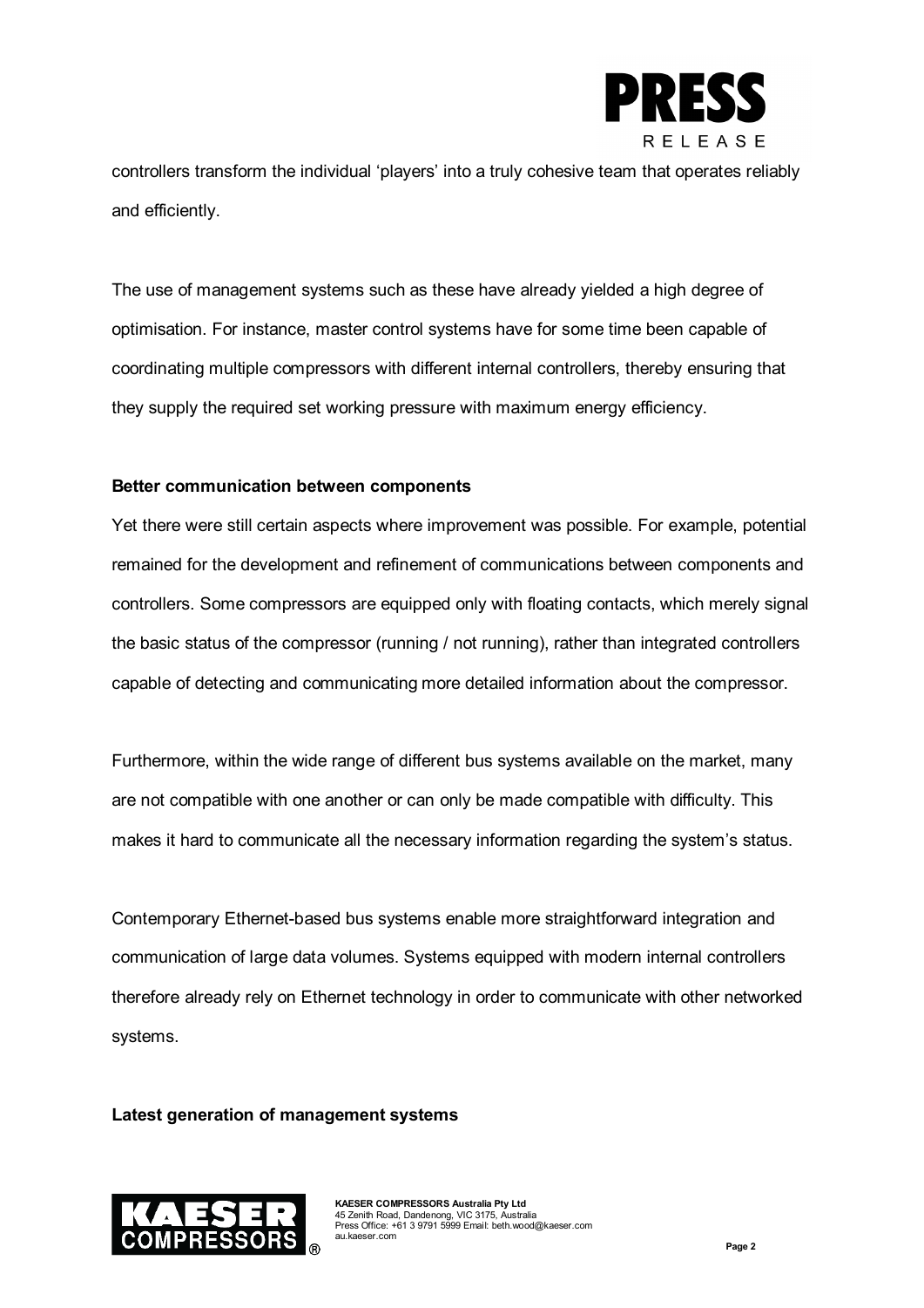controllers transform the individual 'players' into a truly cohesive team that operates reliably and efficiently.

The use of management systems such as these have already yielded a high degree of optimisation. For instance, master control systems have for some time been capable of coordinating multiple compressors with different internal controllers, thereby ensuring that they supply the required set working pressure with maximum energy efficiency.

**Better communication between components**

Yet there were still certain aspects where improvement was possible. For example, potential remained for the development and refinement of communications between components and controllers. Some compressors are equipped only with floating contacts, which merely signal the basic status of the compressor (running / not running), rather than integrated controllers capable of detecting and communicating more detailed information about the compressor.

Furthermore, within the wide range of different bus systems available on the market, many are not compatible with one another or can only be made compatible with difficulty. This makes it hard to communicate all the necessary information regarding the system's status.

Contemporary Ethernet-based bus systems enable more straightforward integration and communication of large data volumes. Systems equipped with modern internal controllers therefore already rely on Ethernet technology in order to communicate with other networked systems.

**Latest generation of management systems**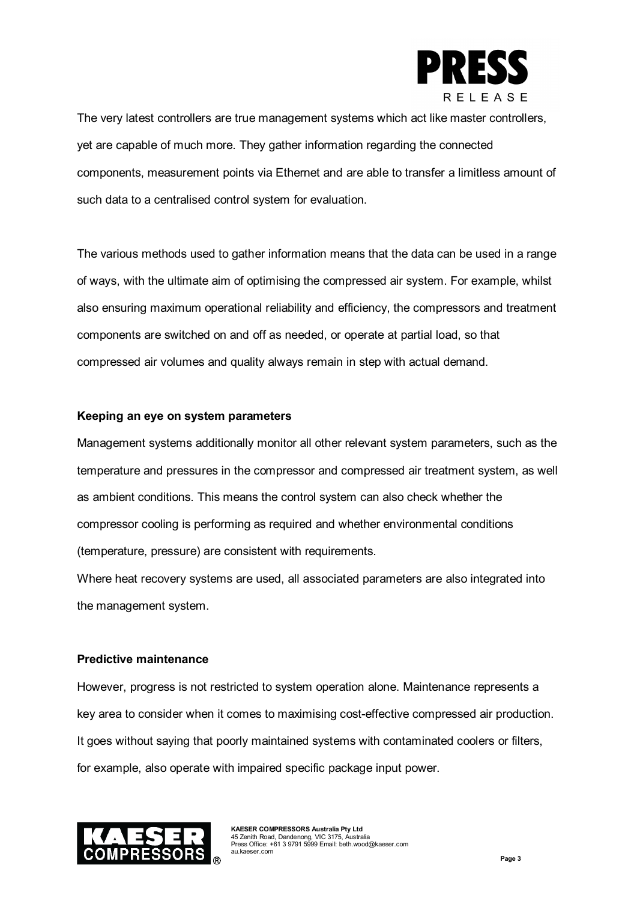The very latest controllers are true management systems which act like master controllers, yet are capable of much more. They gather information regarding the connected components, measurement points via Ethernet and are able to transfer a limitless amount of such data to a centralised control system for evaluation.

The various methods used to gather information means that the data can be used in a range of ways, with the ultimate aim of optimising the compressed air system. For example, whilst also ensuring maximum operational reliability and efficiency, the compressors and treatment components are switched on and off as needed, or operate at partial load, so that compressed air volumes and quality always remain in step with actual demand.

**Keeping an eye on system parameters**

Management systems additionally monitor all other relevant system parameters, such as the temperature and pressures in the compressor and compressed air treatment system, as well as ambient conditions. This means the control system can also check whether the compressor cooling is performing as required and whether environmental conditions (temperature, pressure) are consistent with requirements.
Where heat recovery systems are used, all associated parameters are also integrated into the management system.

**Predictive maintenance**

However, progress is not restricted to system operation alone. Maintenance represents a key area to consider when it comes to maximising cost-effective compressed air production. It goes without saying that poorly maintained systems with contaminated coolers or filters, for example, also operate with impaired specific package input power.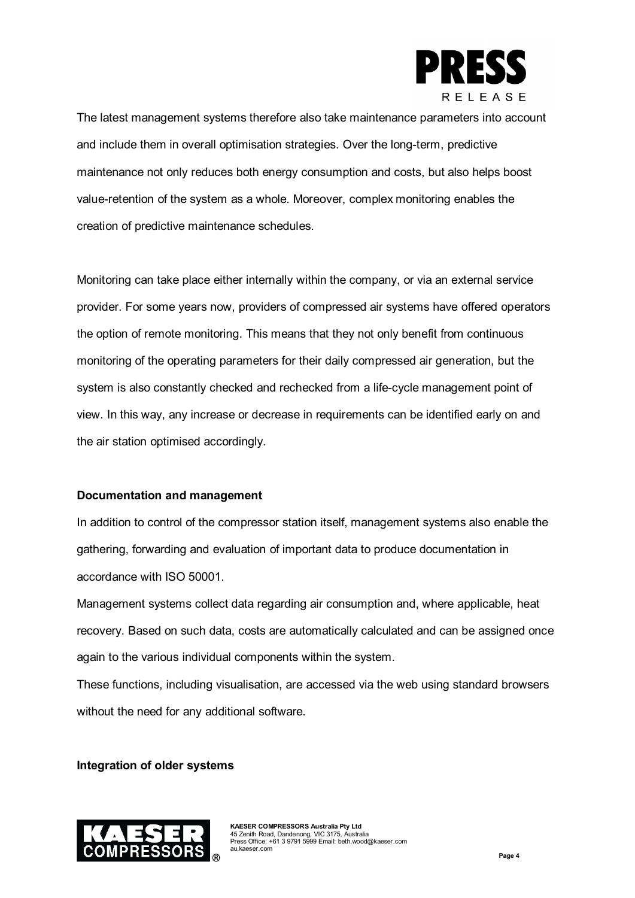The latest management systems therefore also take maintenance parameters into account and include them in overall optimisation strategies. Over the long-term, predictive maintenance not only reduces both energy consumption and costs, but also helps boost value-retention of the system as a whole. Moreover, complex monitoring enables the creation of predictive maintenance schedules.

Monitoring can take place either internally within the company, or via an external service provider. For some years now, providers of compressed air systems have offered operators the option of remote monitoring. This means that they not only benefit from continuous monitoring of the operating parameters for their daily compressed air generation, but the system is also constantly checked and rechecked from a life-cycle management point of view. In this way, any increase or decrease in requirements can be identified early on and the air station optimised accordingly.

**Documentation and management**

In addition to control of the compressor station itself, management systems also enable the gathering, forwarding and evaluation of important data to produce documentation in accordance with ISO 50001.

Management systems collect data regarding air consumption and, where applicable, heat recovery. Based on such data, costs are automatically calculated and can be assigned once again to the various individual components within the system.

These functions, including visualisation, are accessed via the web using standard browsers without the need for any additional software.

**Integration of older systems**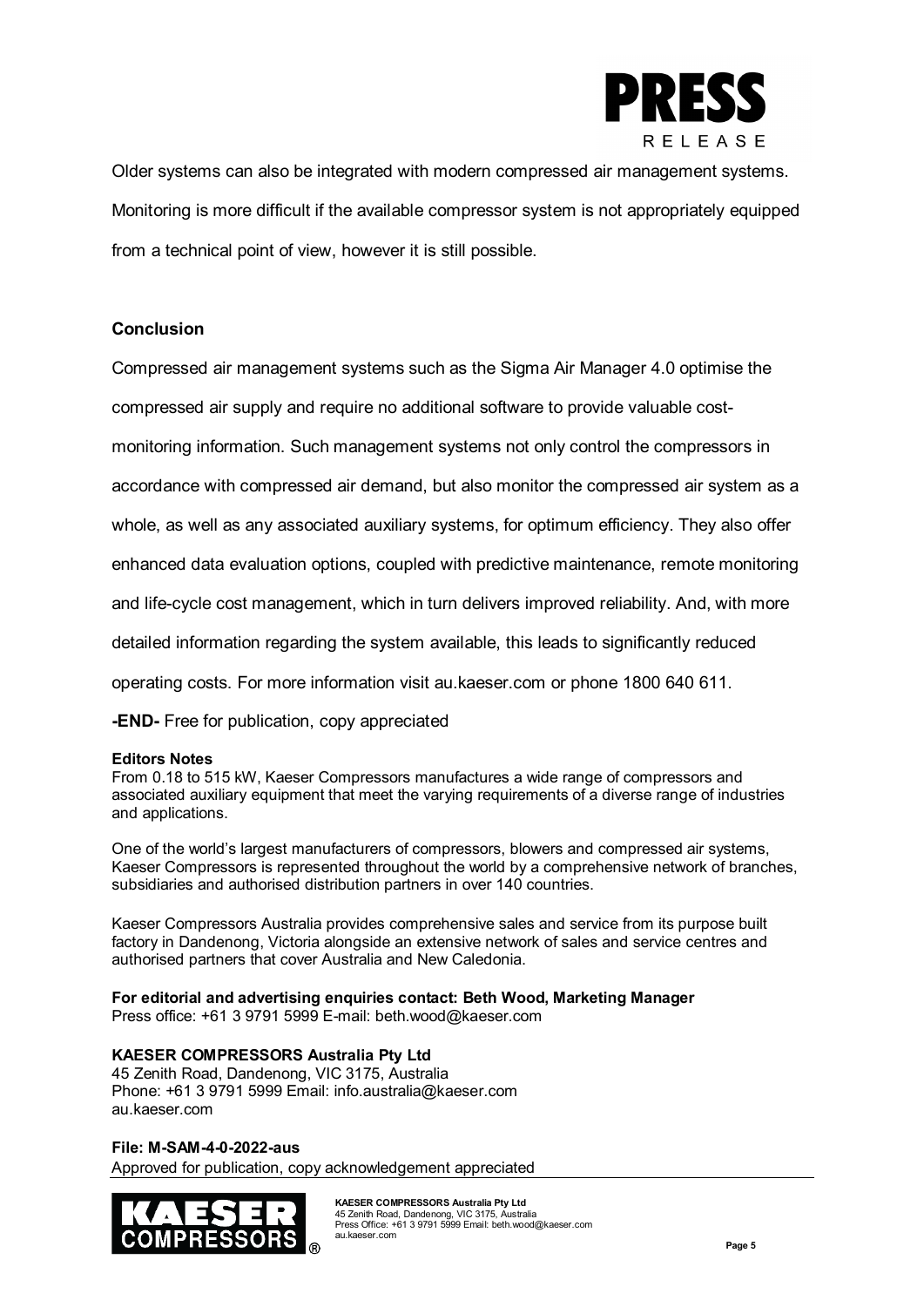Older systems can also be integrated with modern compressed air management systems. Monitoring is more difficult if the available compressor system is not appropriately equipped from a technical point of view, however it is still possible.

## Conclusion

Compressed air management systems such as the Sigma Air Manager 4.0 optimise the compressed air supply and require no additional software to provide valuable cost-monitoring information. Such management systems not only control the compressors in accordance with compressed air demand, but also monitor the compressed air system as a whole, as well as any associated auxiliary systems, for optimum efficiency. They also offer enhanced data evaluation options, coupled with predictive maintenance, remote monitoring and life-cycle cost management, which in turn delivers improved reliability. And, with more detailed information regarding the system available, this leads to significantly reduced operating costs. For more information visit au.kaeser.com or phone 1800 640 611.

**-END-** Free for publication, copy appreciated

**Editors Notes**

From 0.18 to 515 kW, Kaeser Compressors manufactures a wide range of compressors and associated auxiliary equipment that meet the varying requirements of a diverse range of industries and applications.

One of the world's largest manufacturers of compressors, blowers and compressed air systems, Kaeser Compressors is represented throughout the world by a comprehensive network of branches, subsidiaries and authorised distribution partners in over 140 countries.

Kaeser Compressors Australia provides comprehensive sales and service from its purpose built factory in Dandenong, Victoria alongside an extensive network of sales and service centres and authorised partners that cover Australia and New Caledonia.

**For editorial and advertising enquiries contact: Beth Wood, Marketing Manager**
Press office: +61 3 9791 5999 E-mail: beth.wood@kaeser.com

**KAESER COMPRESSORS Australia Pty Ltd**
45 Zenith Road, Dandenong, VIC 3175, Australia
Phone: +61 3 9791 5999 Email: info.australia@kaeser.com
au.kaeser.com

**File: M-SAM-4-0-2022-aus**
Approved for publication, copy acknowledgement appreciated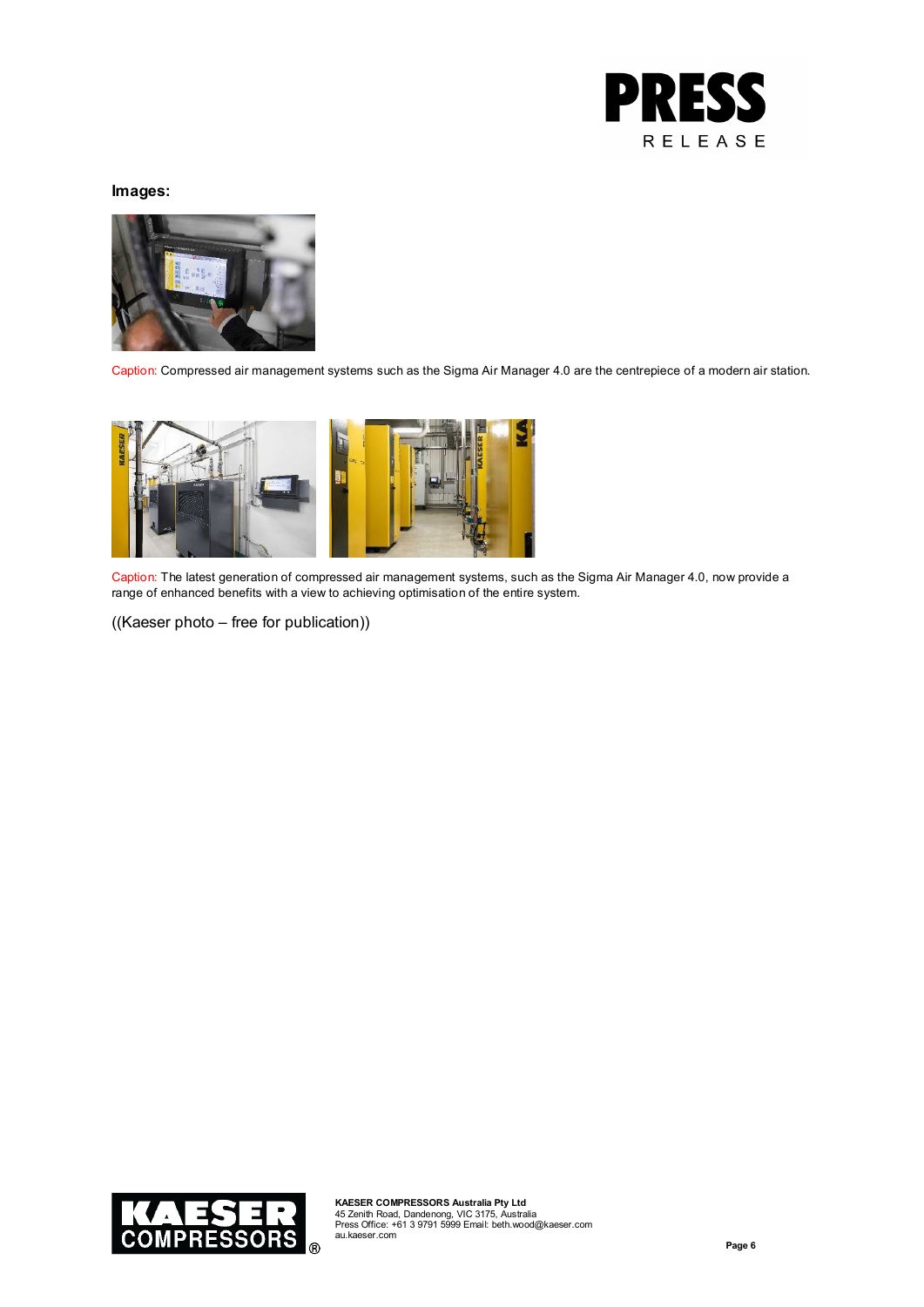**Images:**

Caption: Compressed air management systems such as the Sigma Air Manager 4.0 are the centrepiece of a modern air station.

Caption: The latest generation of compressed air management systems, such as the Sigma Air Manager 4.0, now provide a range of enhanced benefits with a view to achieving optimisation of the entire system.

((Kaeser photo – free for publication))

**KAESER COMPRESSORS Australia Pty Ltd**
45 Zenith Road, Dandenong, VIC 3175, Australia
Press Office: +61 3 9791 5999 Email: beth.wood@kaeser.com
au.kaeser.com